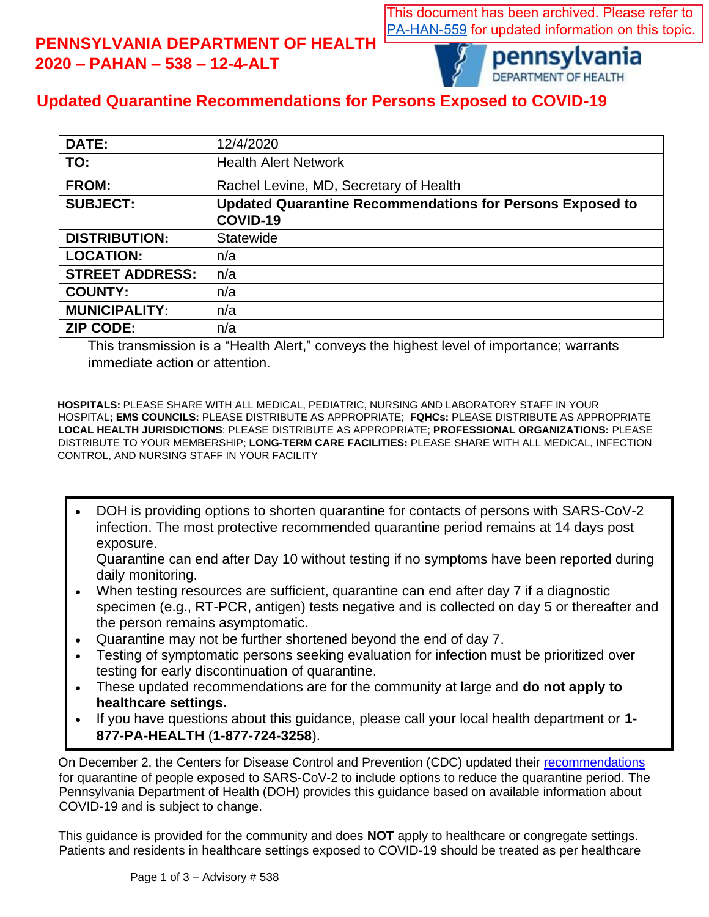This document has been archived. Please refer to PA-HAN-559 for updated information on this topic.

# PENNSYLVANIA DEPARTMENT OF HEALTH
# 2020 – PAHAN – 538 – 12-4-ALT

## Updated Quarantine Recommendations for Persons Exposed to COVID-19

| | |
|---|---|
| **DATE:** | 12/4/2020 |
| **TO:** | Health Alert Network |
| **FROM:** | Rachel Levine, MD, Secretary of Health |
| **SUBJECT:** | **Updated Quarantine Recommendations for Persons Exposed to COVID-19** |
| **DISTRIBUTION:** | Statewide |
| **LOCATION:** | n/a |
| **STREET ADDRESS:** | n/a |
| **COUNTY:** | n/a |
| **MUNICIPALITY**: | n/a |
| **ZIP CODE:** | n/a |

This transmission is a "Health Alert," conveys the highest level of importance; warrants immediate action or attention.

**HOSPITALS:** PLEASE SHARE WITH ALL MEDICAL, PEDIATRIC, NURSING AND LABORATORY STAFF IN YOUR HOSPITAL**; EMS COUNCILS:** PLEASE DISTRIBUTE AS APPROPRIATE; **FQHCs:** PLEASE DISTRIBUTE AS APPROPRIATE **LOCAL HEALTH JURISDICTIONS**: PLEASE DISTRIBUTE AS APPROPRIATE; **PROFESSIONAL ORGANIZATIONS:** PLEASE DISTRIBUTE TO YOUR MEMBERSHIP; **LONG-TERM CARE FACILITIES:** PLEASE SHARE WITH ALL MEDICAL, INFECTION CONTROL, AND NURSING STAFF IN YOUR FACILITY

- DOH is providing options to shorten quarantine for contacts of persons with SARS-CoV-2 infection. The most protective recommended quarantine period remains at 14 days post exposure.
  Quarantine can end after Day 10 without testing if no symptoms have been reported during daily monitoring.
- When testing resources are sufficient, quarantine can end after day 7 if a diagnostic specimen (e.g., RT-PCR, antigen) tests negative and is collected on day 5 or thereafter and the person remains asymptomatic.
- Quarantine may not be further shortened beyond the end of day 7.
- Testing of symptomatic persons seeking evaluation for infection must be prioritized over testing for early discontinuation of quarantine.
- These updated recommendations are for the community at large and **do not apply to healthcare settings.**
- If you have questions about this guidance, please call your local health department or **1-877-PA-HEALTH** (**1-877-724-3258**).

On December 2, the Centers for Disease Control and Prevention (CDC) updated their recommendations for quarantine of people exposed to SARS-CoV-2 to include options to reduce the quarantine period. The Pennsylvania Department of Health (DOH) provides this guidance based on available information about COVID-19 and is subject to change.

This guidance is provided for the community and does **NOT** apply to healthcare or congregate settings. Patients and residents in healthcare settings exposed to COVID-19 should be treated as per healthcare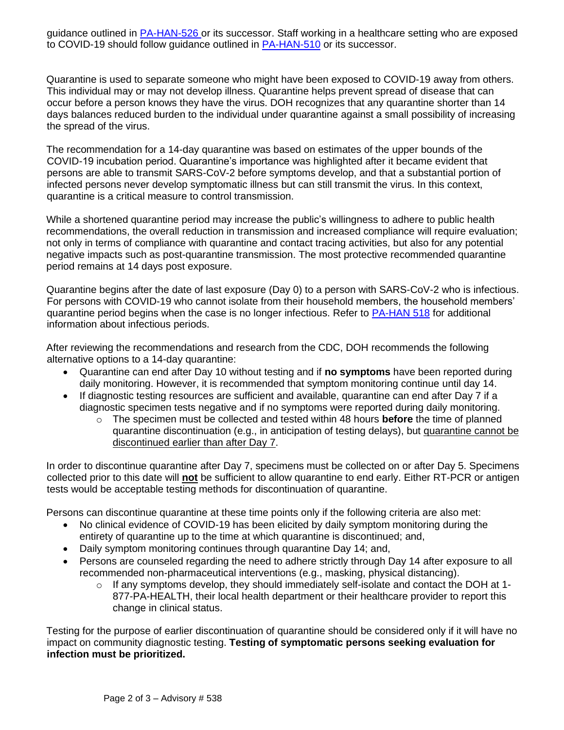guidance outlined in PA-HAN-526 or its successor. Staff working in a healthcare setting who are exposed to COVID-19 should follow guidance outlined in PA-HAN-510 or its successor.

Quarantine is used to separate someone who might have been exposed to COVID-19 away from others. This individual may or may not develop illness. Quarantine helps prevent spread of disease that can occur before a person knows they have the virus. DOH recognizes that any quarantine shorter than 14 days balances reduced burden to the individual under quarantine against a small possibility of increasing the spread of the virus.

The recommendation for a 14-day quarantine was based on estimates of the upper bounds of the COVID-19 incubation period. Quarantine's importance was highlighted after it became evident that persons are able to transmit SARS-CoV-2 before symptoms develop, and that a substantial portion of infected persons never develop symptomatic illness but can still transmit the virus. In this context, quarantine is a critical measure to control transmission.

While a shortened quarantine period may increase the public's willingness to adhere to public health recommendations, the overall reduction in transmission and increased compliance will require evaluation; not only in terms of compliance with quarantine and contact tracing activities, but also for any potential negative impacts such as post-quarantine transmission. The most protective recommended quarantine period remains at 14 days post exposure.

Quarantine begins after the date of last exposure (Day 0) to a person with SARS-CoV-2 who is infectious. For persons with COVID-19 who cannot isolate from their household members, the household members' quarantine period begins when the case is no longer infectious. Refer to PA-HAN 518 for additional information about infectious periods.

After reviewing the recommendations and research from the CDC, DOH recommends the following alternative options to a 14-day quarantine:

- Quarantine can end after Day 10 without testing and if **no symptoms** have been reported during daily monitoring. However, it is recommended that symptom monitoring continue until day 14.
- If diagnostic testing resources are sufficient and available, quarantine can end after Day 7 if a diagnostic specimen tests negative and if no symptoms were reported during daily monitoring.
  - The specimen must be collected and tested within 48 hours **before** the time of planned quarantine discontinuation (e.g., in anticipation of testing delays), but <u>quarantine cannot be discontinued earlier than after Day 7</u>.

In order to discontinue quarantine after Day 7, specimens must be collected on or after Day 5. Specimens collected prior to this date will **<u>not</u>** be sufficient to allow quarantine to end early. Either RT-PCR or antigen tests would be acceptable testing methods for discontinuation of quarantine.

Persons can discontinue quarantine at these time points only if the following criteria are also met:

- No clinical evidence of COVID-19 has been elicited by daily symptom monitoring during the entirety of quarantine up to the time at which quarantine is discontinued; and,
- Daily symptom monitoring continues through quarantine Day 14; and,
- Persons are counseled regarding the need to adhere strictly through Day 14 after exposure to all recommended non-pharmaceutical interventions (e.g., masking, physical distancing).
  - If any symptoms develop, they should immediately self-isolate and contact the DOH at 1-877-PA-HEALTH, their local health department or their healthcare provider to report this change in clinical status.

Testing for the purpose of earlier discontinuation of quarantine should be considered only if it will have no impact on community diagnostic testing. **Testing of symptomatic persons seeking evaluation for infection must be prioritized.**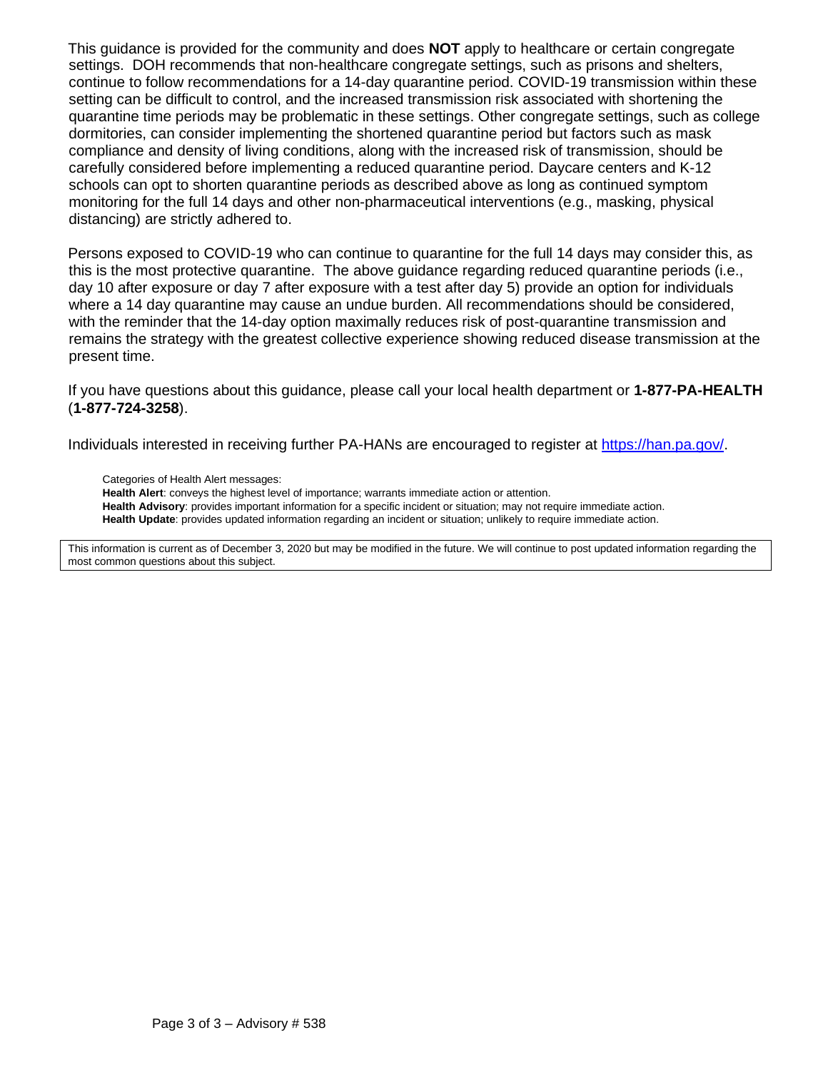This guidance is provided for the community and does **NOT** apply to healthcare or certain congregate settings. DOH recommends that non-healthcare congregate settings, such as prisons and shelters, continue to follow recommendations for a 14-day quarantine period. COVID-19 transmission within these setting can be difficult to control, and the increased transmission risk associated with shortening the quarantine time periods may be problematic in these settings. Other congregate settings, such as college dormitories, can consider implementing the shortened quarantine period but factors such as mask compliance and density of living conditions, along with the increased risk of transmission, should be carefully considered before implementing a reduced quarantine period. Daycare centers and K-12 schools can opt to shorten quarantine periods as described above as long as continued symptom monitoring for the full 14 days and other non-pharmaceutical interventions (e.g., masking, physical distancing) are strictly adhered to.

Persons exposed to COVID-19 who can continue to quarantine for the full 14 days may consider this, as this is the most protective quarantine. The above guidance regarding reduced quarantine periods (i.e., day 10 after exposure or day 7 after exposure with a test after day 5) provide an option for individuals where a 14 day quarantine may cause an undue burden. All recommendations should be considered, with the reminder that the 14-day option maximally reduces risk of post-quarantine transmission and remains the strategy with the greatest collective experience showing reduced disease transmission at the present time.

If you have questions about this guidance, please call your local health department or **1-877-PA-HEALTH** (**1-877-724-3258**).

Individuals interested in receiving further PA-HANs are encouraged to register at [https://han.pa.gov/](https://han.pa.gov/).

Categories of Health Alert messages:
**Health Alert**: conveys the highest level of importance; warrants immediate action or attention.
**Health Advisory**: provides important information for a specific incident or situation; may not require immediate action.
**Health Update**: provides updated information regarding an incident or situation; unlikely to require immediate action.

This information is current as of December 3, 2020 but may be modified in the future. We will continue to post updated information regarding the most common questions about this subject.